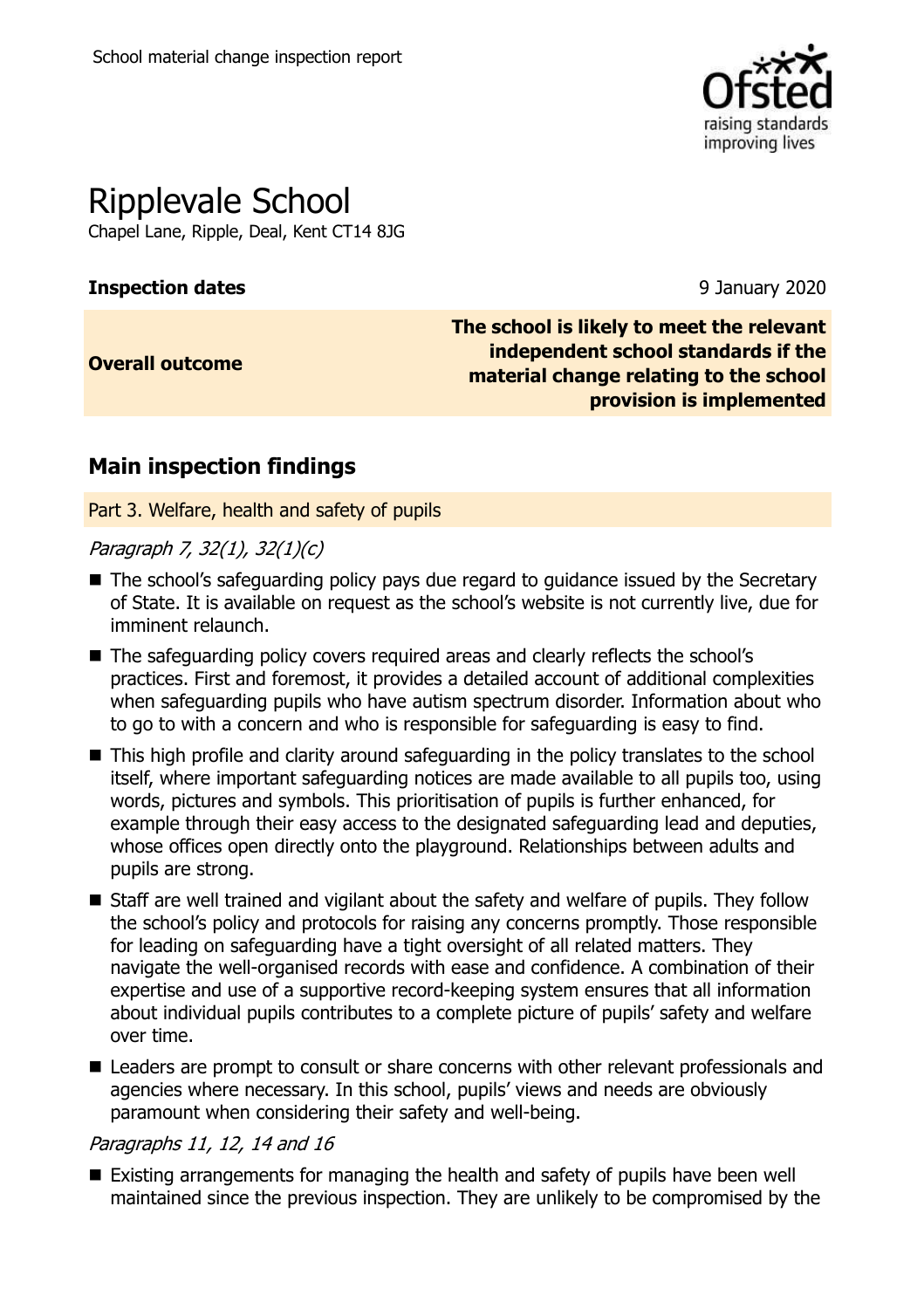School material change inspection report

# Ripplevale School

Chapel Lane, Ripple, Deal, Kent CT14 8JG

| | |
|---|---|
| **Inspection dates** | 9 January 2020 |
| **Overall outcome** | **The school is likely to meet the relevant independent school standards if the material change relating to the school provision is implemented** |

## Main inspection findings

### Part 3. Welfare, health and safety of pupils

*Paragraph 7, 32(1), 32(1)(c)*

- The school's safeguarding policy pays due regard to guidance issued by the Secretary of State. It is available on request as the school's website is not currently live, due for imminent relaunch.
- The safeguarding policy covers required areas and clearly reflects the school's practices. First and foremost, it provides a detailed account of additional complexities when safeguarding pupils who have autism spectrum disorder. Information about who to go to with a concern and who is responsible for safeguarding is easy to find.
- This high profile and clarity around safeguarding in the policy translates to the school itself, where important safeguarding notices are made available to all pupils too, using words, pictures and symbols. This prioritisation of pupils is further enhanced, for example through their easy access to the designated safeguarding lead and deputies, whose offices open directly onto the playground. Relationships between adults and pupils are strong.
- Staff are well trained and vigilant about the safety and welfare of pupils. They follow the school's policy and protocols for raising any concerns promptly. Those responsible for leading on safeguarding have a tight oversight of all related matters. They navigate the well-organised records with ease and confidence. A combination of their expertise and use of a supportive record-keeping system ensures that all information about individual pupils contributes to a complete picture of pupils' safety and welfare over time.
- Leaders are prompt to consult or share concerns with other relevant professionals and agencies where necessary. In this school, pupils' views and needs are obviously paramount when considering their safety and well-being.

*Paragraphs 11, 12, 14 and 16*

- Existing arrangements for managing the health and safety of pupils have been well maintained since the previous inspection. They are unlikely to be compromised by the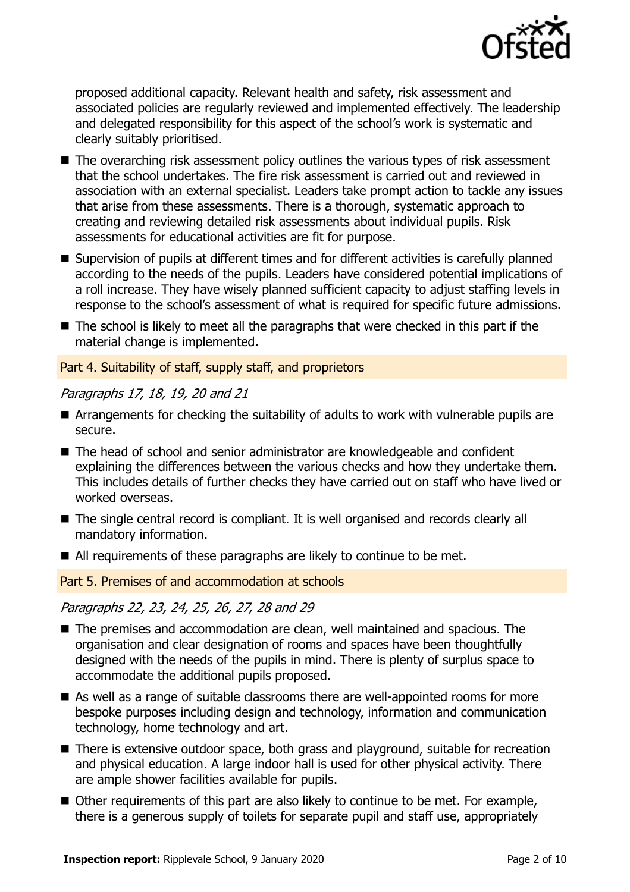proposed additional capacity. Relevant health and safety, risk assessment and associated policies are regularly reviewed and implemented effectively. The leadership and delegated responsibility for this aspect of the school's work is systematic and clearly suitably prioritised.

- The overarching risk assessment policy outlines the various types of risk assessment that the school undertakes. The fire risk assessment is carried out and reviewed in association with an external specialist. Leaders take prompt action to tackle any issues that arise from these assessments. There is a thorough, systematic approach to creating and reviewing detailed risk assessments about individual pupils. Risk assessments for educational activities are fit for purpose.
- Supervision of pupils at different times and for different activities is carefully planned according to the needs of the pupils. Leaders have considered potential implications of a roll increase. They have wisely planned sufficient capacity to adjust staffing levels in response to the school's assessment of what is required for specific future admissions.
- The school is likely to meet all the paragraphs that were checked in this part if the material change is implemented.

## Part 4. Suitability of staff, supply staff, and proprietors

*Paragraphs 17, 18, 19, 20 and 21*

- Arrangements for checking the suitability of adults to work with vulnerable pupils are secure.
- The head of school and senior administrator are knowledgeable and confident explaining the differences between the various checks and how they undertake them. This includes details of further checks they have carried out on staff who have lived or worked overseas.
- The single central record is compliant. It is well organised and records clearly all mandatory information.
- All requirements of these paragraphs are likely to continue to be met.

## Part 5. Premises of and accommodation at schools

*Paragraphs 22, 23, 24, 25, 26, 27, 28 and 29*

- The premises and accommodation are clean, well maintained and spacious. The organisation and clear designation of rooms and spaces have been thoughtfully designed with the needs of the pupils in mind. There is plenty of surplus space to accommodate the additional pupils proposed.
- As well as a range of suitable classrooms there are well-appointed rooms for more bespoke purposes including design and technology, information and communication technology, home technology and art.
- There is extensive outdoor space, both grass and playground, suitable for recreation and physical education. A large indoor hall is used for other physical activity. There are ample shower facilities available for pupils.
- Other requirements of this part are also likely to continue to be met. For example, there is a generous supply of toilets for separate pupil and staff use, appropriately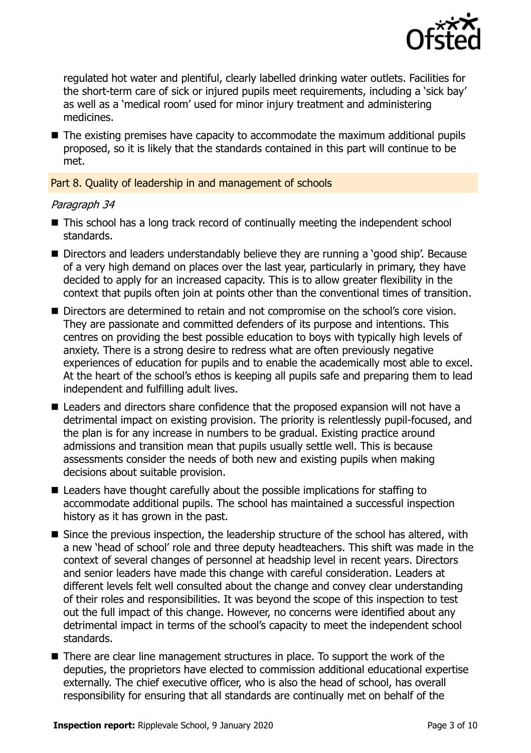regulated hot water and plentiful, clearly labelled drinking water outlets. Facilities for the short-term care of sick or injured pupils meet requirements, including a 'sick bay' as well as a 'medical room' used for minor injury treatment and administering medicines.

- The existing premises have capacity to accommodate the maximum additional pupils proposed, so it is likely that the standards contained in this part will continue to be met.

## Part 8. Quality of leadership in and management of schools

*Paragraph 34*

- This school has a long track record of continually meeting the independent school standards.
- Directors and leaders understandably believe they are running a 'good ship'. Because of a very high demand on places over the last year, particularly in primary, they have decided to apply for an increased capacity. This is to allow greater flexibility in the context that pupils often join at points other than the conventional times of transition.
- Directors are determined to retain and not compromise on the school's core vision. They are passionate and committed defenders of its purpose and intentions. This centres on providing the best possible education to boys with typically high levels of anxiety. There is a strong desire to redress what are often previously negative experiences of education for pupils and to enable the academically most able to excel. At the heart of the school's ethos is keeping all pupils safe and preparing them to lead independent and fulfilling adult lives.
- Leaders and directors share confidence that the proposed expansion will not have a detrimental impact on existing provision. The priority is relentlessly pupil-focused, and the plan is for any increase in numbers to be gradual. Existing practice around admissions and transition mean that pupils usually settle well. This is because assessments consider the needs of both new and existing pupils when making decisions about suitable provision.
- Leaders have thought carefully about the possible implications for staffing to accommodate additional pupils. The school has maintained a successful inspection history as it has grown in the past.
- Since the previous inspection, the leadership structure of the school has altered, with a new 'head of school' role and three deputy headteachers. This shift was made in the context of several changes of personnel at headship level in recent years. Directors and senior leaders have made this change with careful consideration. Leaders at different levels felt well consulted about the change and convey clear understanding of their roles and responsibilities. It was beyond the scope of this inspection to test out the full impact of this change. However, no concerns were identified about any detrimental impact in terms of the school's capacity to meet the independent school standards.
- There are clear line management structures in place. To support the work of the deputies, the proprietors have elected to commission additional educational expertise externally. The chief executive officer, who is also the head of school, has overall responsibility for ensuring that all standards are continually met on behalf of the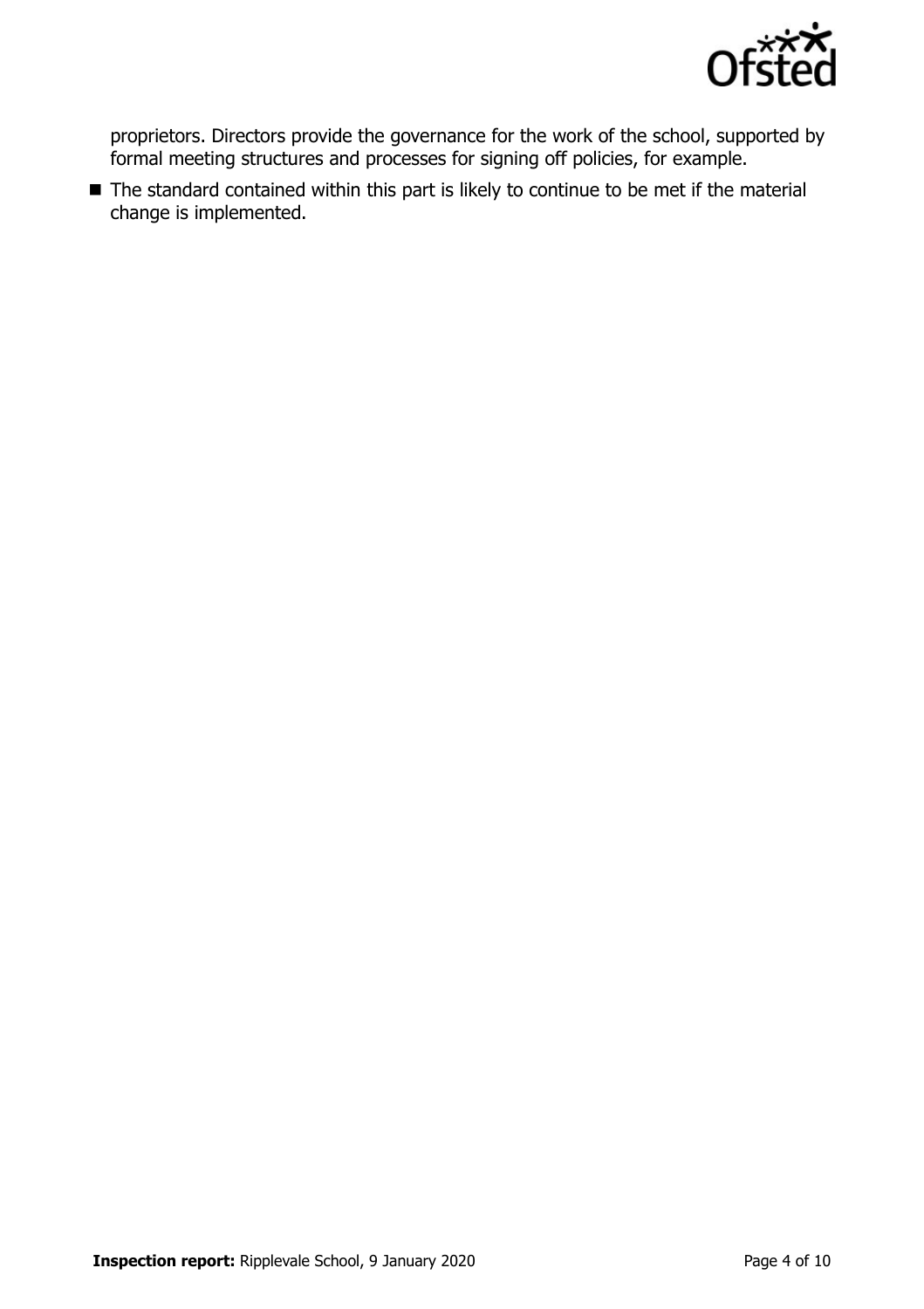proprietors. Directors provide the governance for the work of the school, supported by formal meeting structures and processes for signing off policies, for example.

- The standard contained within this part is likely to continue to be met if the material change is implemented.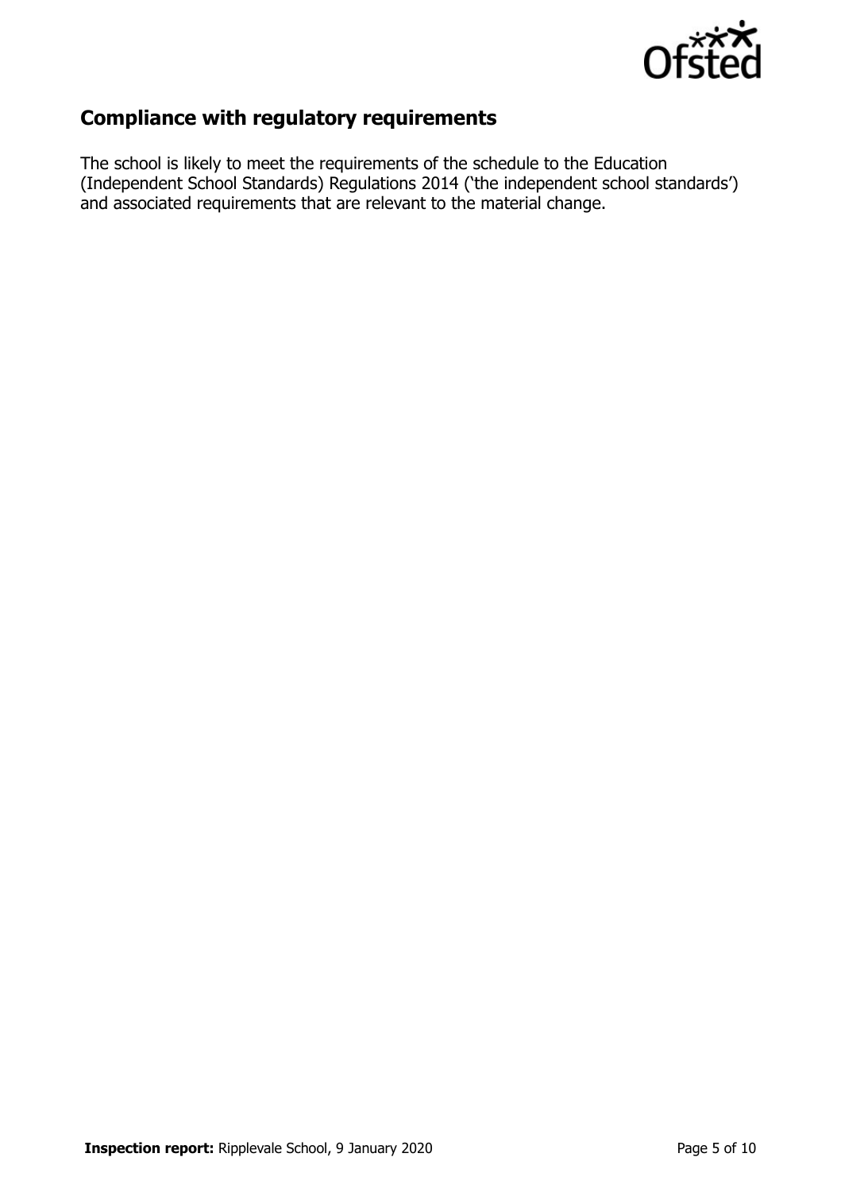## Compliance with regulatory requirements

The school is likely to meet the requirements of the schedule to the Education (Independent School Standards) Regulations 2014 ('the independent school standards') and associated requirements that are relevant to the material change.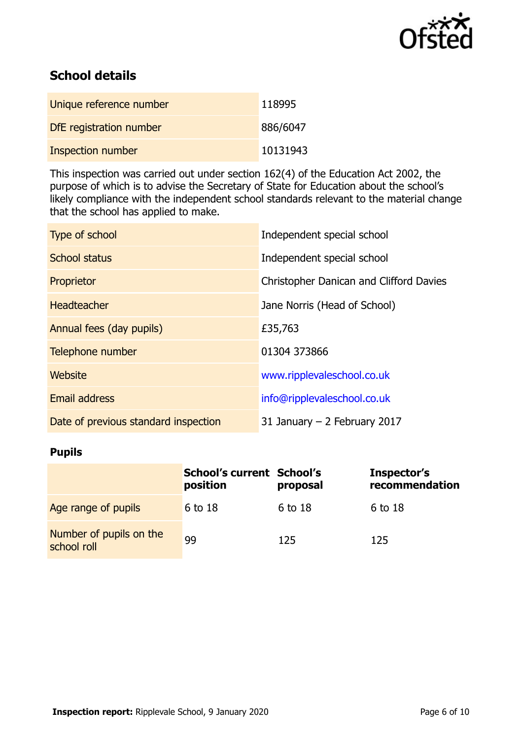## School details

| | |
|---|---|
| Unique reference number | 118995 |
| DfE registration number | 886/6047 |
| Inspection number | 10131943 |

This inspection was carried out under section 162(4) of the Education Act 2002, the purpose of which is to advise the Secretary of State for Education about the school's likely compliance with the independent school standards relevant to the material change that the school has applied to make.

| | |
|---|---|
| Type of school | Independent special school |
| School status | Independent special school |
| Proprietor | Christopher Danican and Clifford Davies |
| Headteacher | Jane Norris (Head of School) |
| Annual fees (day pupils) | £35,763 |
| Telephone number | 01304 373866 |
| Website | www.ripplevaleschool.co.uk |
| Email address | info@ripplevaleschool.co.uk |
| Date of previous standard inspection | 31 January – 2 February 2017 |

### Pupils

| | School's current position | School's proposal | Inspector's recommendation |
|---|---|---|---|
| Age range of pupils | 6 to 18 | 6 to 18 | 6 to 18 |
| Number of pupils on the school roll | 99 | 125 | 125 |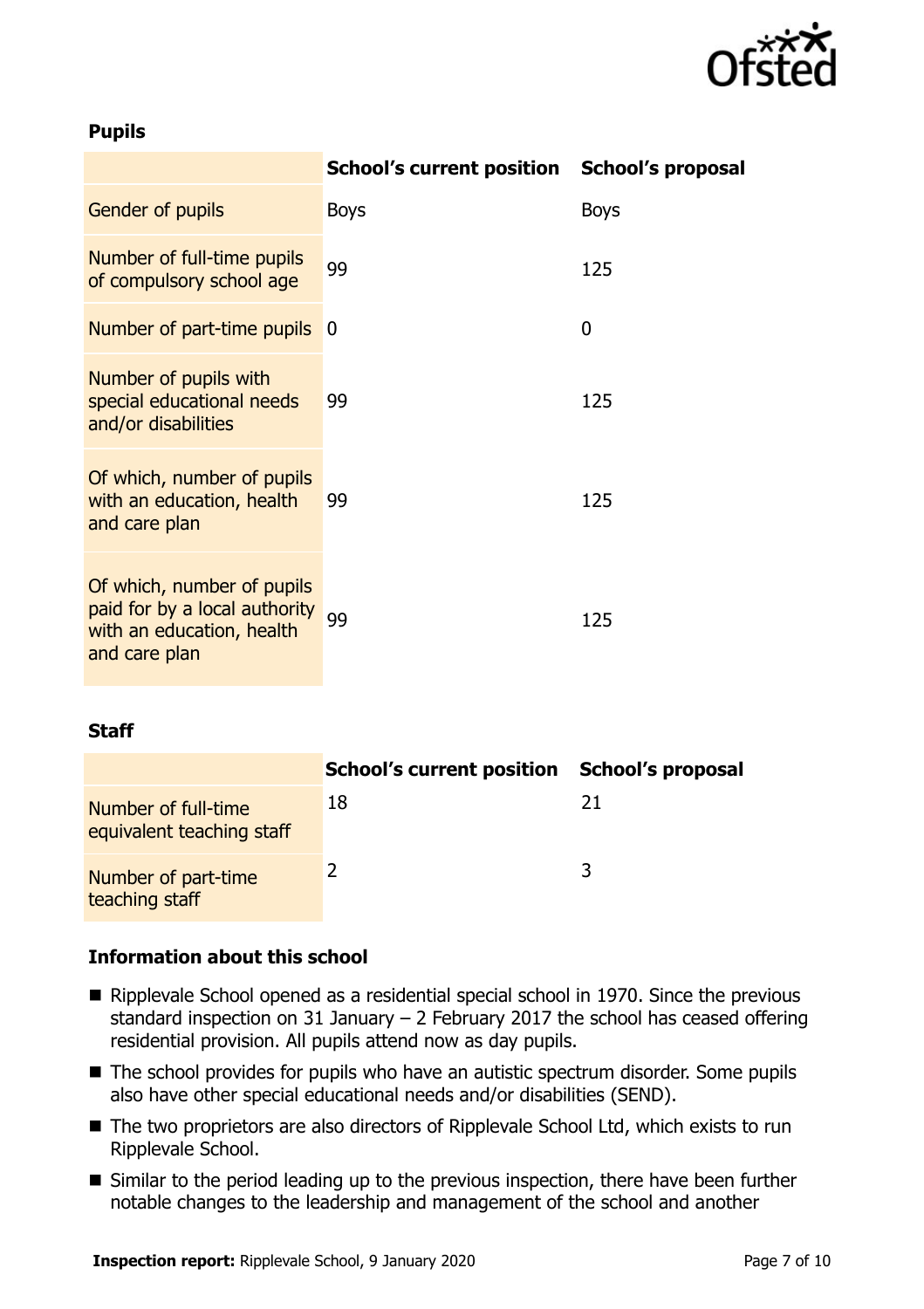### Pupils

| | School's current position | School's proposal |
|---|---|---|
| Gender of pupils | Boys | Boys |
| Number of full-time pupils of compulsory school age | 99 | 125 |
| Number of part-time pupils | 0 | 0 |
| Number of pupils with special educational needs and/or disabilities | 99 | 125 |
| Of which, number of pupils with an education, health and care plan | 99 | 125 |
| Of which, number of pupils paid for by a local authority with an education, health and care plan | 99 | 125 |

### Staff

| | School's current position | School's proposal |
|---|---|---|
| Number of full-time equivalent teaching staff | 18 | 21 |
| Number of part-time teaching staff | 2 | 3 |

### Information about this school

- Ripplevale School opened as a residential special school in 1970. Since the previous standard inspection on 31 January – 2 February 2017 the school has ceased offering residential provision. All pupils attend now as day pupils.
- The school provides for pupils who have an autistic spectrum disorder. Some pupils also have other special educational needs and/or disabilities (SEND).
- The two proprietors are also directors of Ripplevale School Ltd, which exists to run Ripplevale School.
- Similar to the period leading up to the previous inspection, there have been further notable changes to the leadership and management of the school and another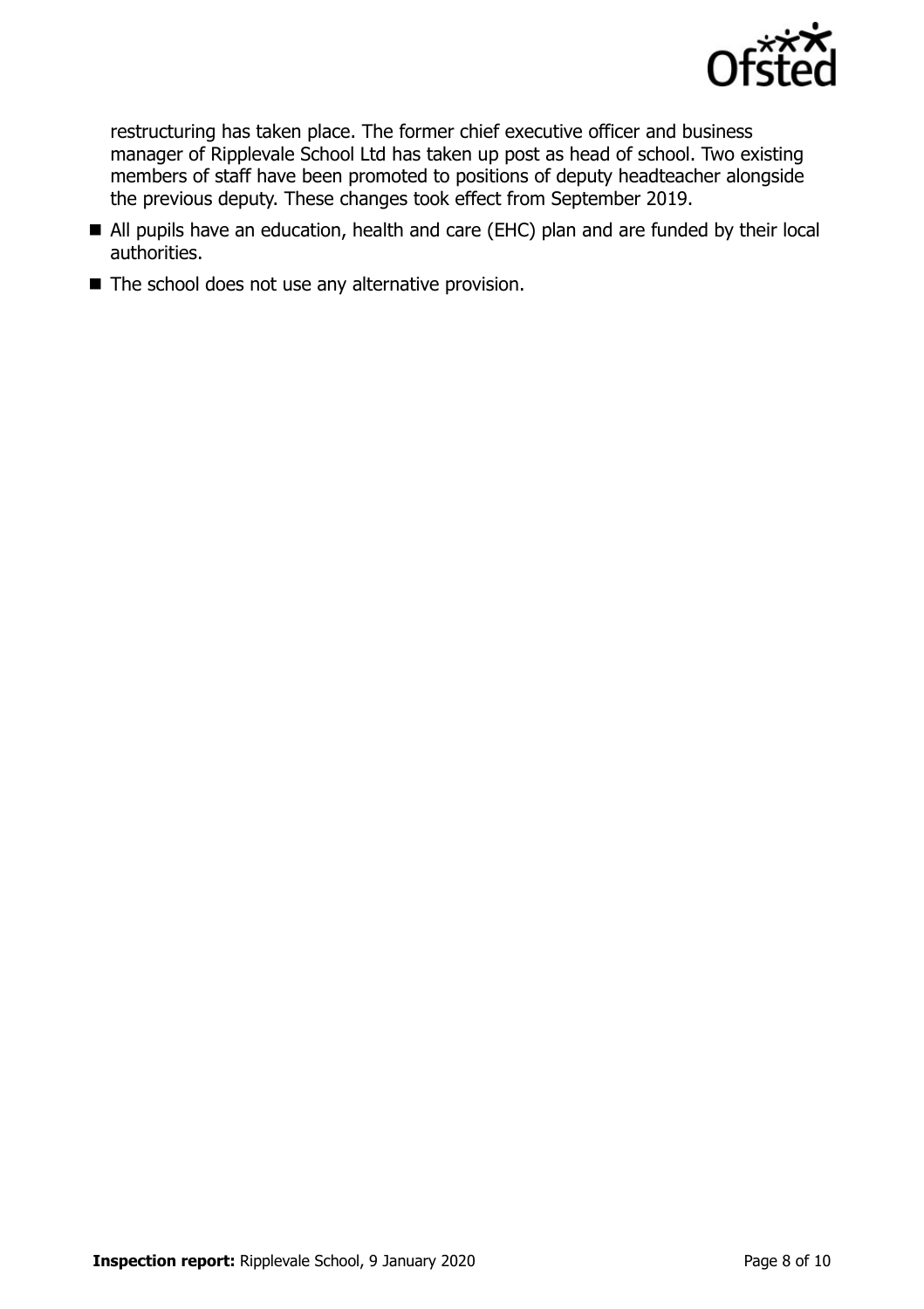restructuring has taken place. The former chief executive officer and business manager of Ripplevale School Ltd has taken up post as head of school. Two existing members of staff have been promoted to positions of deputy headteacher alongside the previous deputy. These changes took effect from September 2019.

- All pupils have an education, health and care (EHC) plan and are funded by their local authorities.
- The school does not use any alternative provision.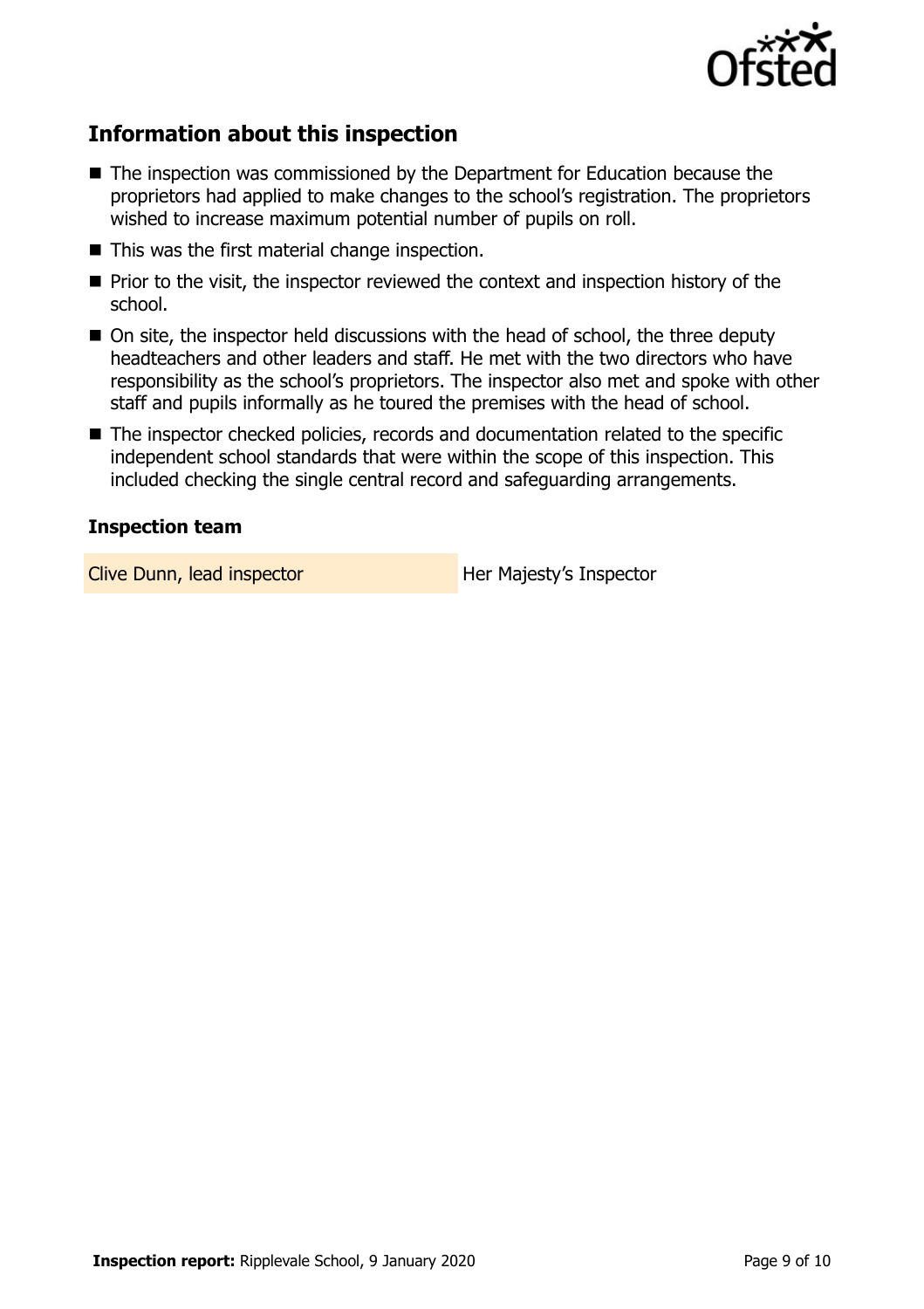## Information about this inspection

- The inspection was commissioned by the Department for Education because the proprietors had applied to make changes to the school's registration. The proprietors wished to increase maximum potential number of pupils on roll.
- This was the first material change inspection.
- Prior to the visit, the inspector reviewed the context and inspection history of the school.
- On site, the inspector held discussions with the head of school, the three deputy headteachers and other leaders and staff. He met with the two directors who have responsibility as the school's proprietors. The inspector also met and spoke with other staff and pupils informally as he toured the premises with the head of school.
- The inspector checked policies, records and documentation related to the specific independent school standards that were within the scope of this inspection. This included checking the single central record and safeguarding arrangements.

### Inspection team

| | |
|---|---|
| Clive Dunn, lead inspector | Her Majesty's Inspector |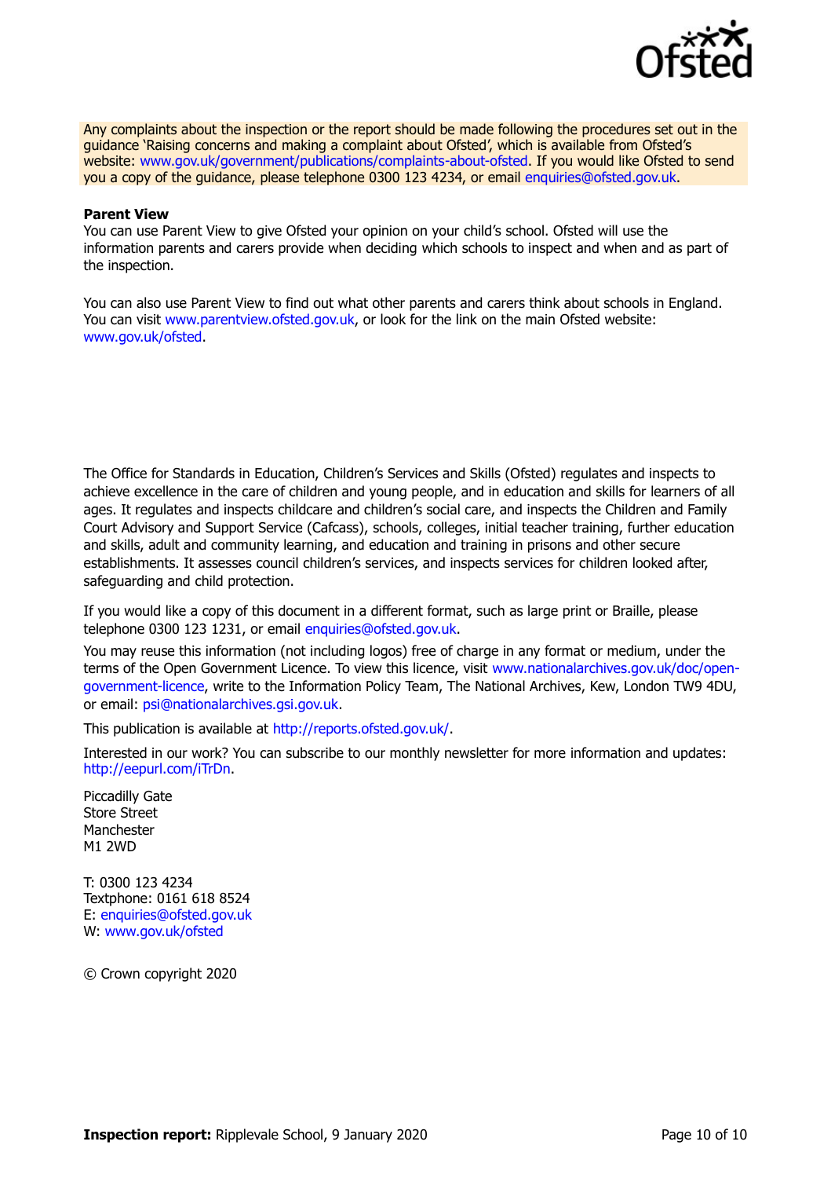Any complaints about the inspection or the report should be made following the procedures set out in the guidance 'Raising concerns and making a complaint about Ofsted', which is available from Ofsted's website: www.gov.uk/government/publications/complaints-about-ofsted. If you would like Ofsted to send you a copy of the guidance, please telephone 0300 123 4234, or email enquiries@ofsted.gov.uk.

**Parent View**
You can use Parent View to give Ofsted your opinion on your child's school. Ofsted will use the information parents and carers provide when deciding which schools to inspect and when and as part of the inspection.

You can also use Parent View to find out what other parents and carers think about schools in England. You can visit www.parentview.ofsted.gov.uk, or look for the link on the main Ofsted website: www.gov.uk/ofsted.

The Office for Standards in Education, Children's Services and Skills (Ofsted) regulates and inspects to achieve excellence in the care of children and young people, and in education and skills for learners of all ages. It regulates and inspects childcare and children's social care, and inspects the Children and Family Court Advisory and Support Service (Cafcass), schools, colleges, initial teacher training, further education and skills, adult and community learning, and education and training in prisons and other secure establishments. It assesses council children's services, and inspects services for children looked after, safeguarding and child protection.

If you would like a copy of this document in a different format, such as large print or Braille, please telephone 0300 123 1231, or email enquiries@ofsted.gov.uk.

You may reuse this information (not including logos) free of charge in any format or medium, under the terms of the Open Government Licence. To view this licence, visit www.nationalarchives.gov.uk/doc/open-government-licence, write to the Information Policy Team, The National Archives, Kew, London TW9 4DU, or email: psi@nationalarchives.gsi.gov.uk.

This publication is available at http://reports.ofsted.gov.uk/.

Interested in our work? You can subscribe to our monthly newsletter for more information and updates: http://eepurl.com/iTrDn.

Piccadilly Gate
Store Street
Manchester
M1 2WD

T: 0300 123 4234
Textphone: 0161 618 8524
E: enquiries@ofsted.gov.uk
W: www.gov.uk/ofsted

© Crown copyright 2020